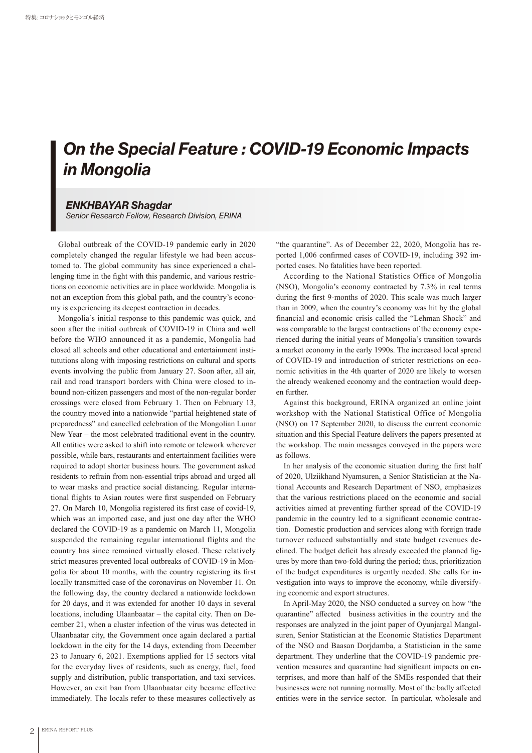# On the Special Feature : COVID-19 Economic Impacts in Mongolia

***ENKHBAYAR Shagdar***
*Senior Research Fellow, Research Division, ERINA*

Global outbreak of the COVID-19 pandemic early in 2020 completely changed the regular lifestyle we had been accustomed to. The global community has since experienced a challenging time in the fight with this pandemic, and various restrictions on economic activities are in place worldwide. Mongolia is not an exception from this global path, and the country's economy is experiencing its deepest contraction in decades.

Mongolia's initial response to this pandemic was quick, and soon after the initial outbreak of COVID-19 in China and well before the WHO announced it as a pandemic, Mongolia had closed all schools and other educational and entertainment institututions along with imposing restrictions on cultural and sports events involving the public from January 27. Soon after, all air, rail and road transport borders with China were closed to inbound non-citizen passengers and most of the non-regular border crossings were closed from February 1. Then on February 13, the country moved into a nationwide "partial heightened state of preparedness" and cancelled celebration of the Mongolian Lunar New Year – the most celebrated traditional event in the country. All entities were asked to shift into remote or telework wherever possible, while bars, restaurants and entertainment facilities were required to adopt shorter business hours. The government asked residents to refrain from non-essential trips abroad and urged all to wear masks and practice social distancing. Regular international flights to Asian routes were first suspended on February 27. On March 10, Mongolia registered its first case of covid-19, which was an imported case, and just one day after the WHO declared the COVID-19 as a pandemic on March 11, Mongolia suspended the remaining regular international flights and the country has since remained virtually closed. These relatively strict measures prevented local outbreaks of COVID-19 in Mongolia for about 10 months, with the country registering its first locally transmitted case of the coronavirus on November 11. On the following day, the country declared a nationwide lockdown for 20 days, and it was extended for another 10 days in several locations, including Ulaanbaatar – the capital city. Then on December 21, when a cluster infection of the virus was detected in Ulaanbaatar city, the Government once again declared a partial lockdown in the city for the 14 days, extending from December 23 to January 6, 2021. Exemptions applied for 15 sectors vital for the everyday lives of residents, such as energy, fuel, food supply and distribution, public transportation, and taxi services. However, an exit ban from Ulaanbaatar city became effective immediately. The locals refer to these measures collectively as "the quarantine". As of December 22, 2020, Mongolia has reported 1,006 confirmed cases of COVID-19, including 392 imported cases. No fatalities have been reported.

According to the National Statistics Office of Mongolia (NSO), Mongolia's economy contracted by 7.3% in real terms during the first 9-months of 2020. This scale was much larger than in 2009, when the country's economy was hit by the global financial and economic crisis called the "Lehman Shock" and was comparable to the largest contractions of the economy experienced during the initial years of Mongolia's transition towards a market economy in the early 1990s. The increased local spread of COVID-19 and introduction of stricter restrictions on economic activities in the 4th quarter of 2020 are likely to worsen the already weakened economy and the contraction would deepen further.

Against this background, ERINA organized an online joint workshop with the National Statistical Office of Mongolia (NSO) on 17 September 2020, to discuss the current economic situation and this Special Feature delivers the papers presented at the workshop. The main messages conveyed in the papers were as follows.

In her analysis of the economic situation during the first half of 2020, Ulziikhand Nyamsuren, a Senior Statistician at the National Accounts and Research Department of NSO, emphasizes that the various restrictions placed on the economic and social activities aimed at preventing further spread of the COVID-19 pandemic in the country led to a significant economic contraction. Domestic production and services along with foreign trade turnover reduced substantially and state budget revenues declined. The budget deficit has already exceeded the planned figures by more than two-fold during the period; thus, prioritization of the budget expenditures is urgently needed. She calls for investigation into ways to improve the economy, while diversifying economic and export structures.

In April-May 2020, the NSO conducted a survey on how "the quarantine" affected business activities in the country and the responses are analyzed in the joint paper of Oyunjargal Mangalsuren, Senior Statistician at the Economic Statistics Department of the NSO and Baasan Dorjdamba, a Statistician in the same department. They underline that the COVID-19 pandemic prevention measures and quarantine had significant impacts on enterprises, and more than half of the SMEs responded that their businesses were not running normally. Most of the badly affected entities were in the service sector. In particular, wholesale and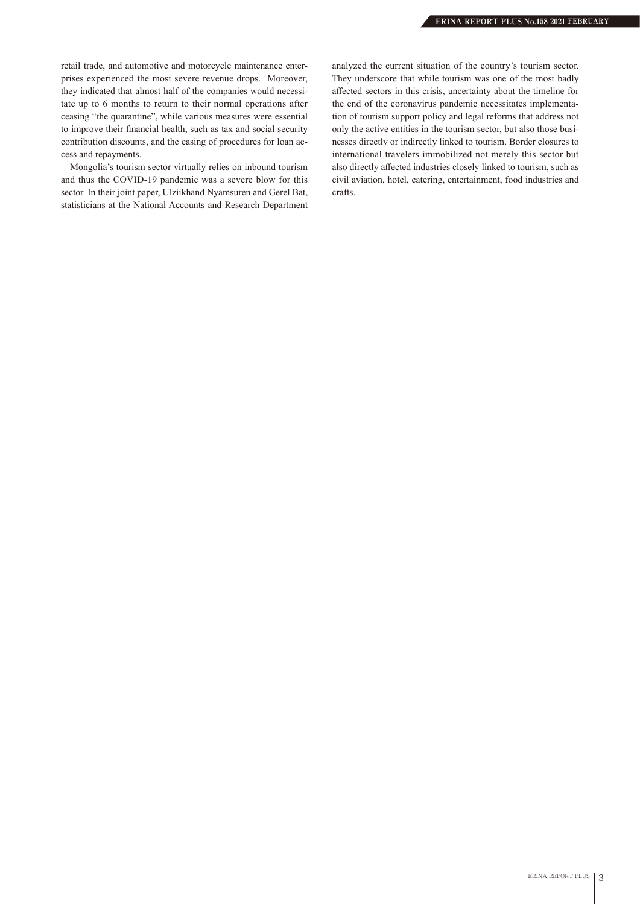retail trade, and automotive and motorcycle maintenance enterprises experienced the most severe revenue drops. Moreover, they indicated that almost half of the companies would necessitate up to 6 months to return to their normal operations after ceasing "the quarantine", while various measures were essential to improve their financial health, such as tax and social security contribution discounts, and the easing of procedures for loan access and repayments.

Mongolia's tourism sector virtually relies on inbound tourism and thus the COVID-19 pandemic was a severe blow for this sector. In their joint paper, Ulziikhand Nyamsuren and Gerel Bat, statisticians at the National Accounts and Research Department analyzed the current situation of the country's tourism sector. They underscore that while tourism was one of the most badly affected sectors in this crisis, uncertainty about the timeline for the end of the coronavirus pandemic necessitates implementation of tourism support policy and legal reforms that address not only the active entities in the tourism sector, but also those businesses directly or indirectly linked to tourism. Border closures to international travelers immobilized not merely this sector but also directly affected industries closely linked to tourism, such as civil aviation, hotel, catering, entertainment, food industries and crafts.